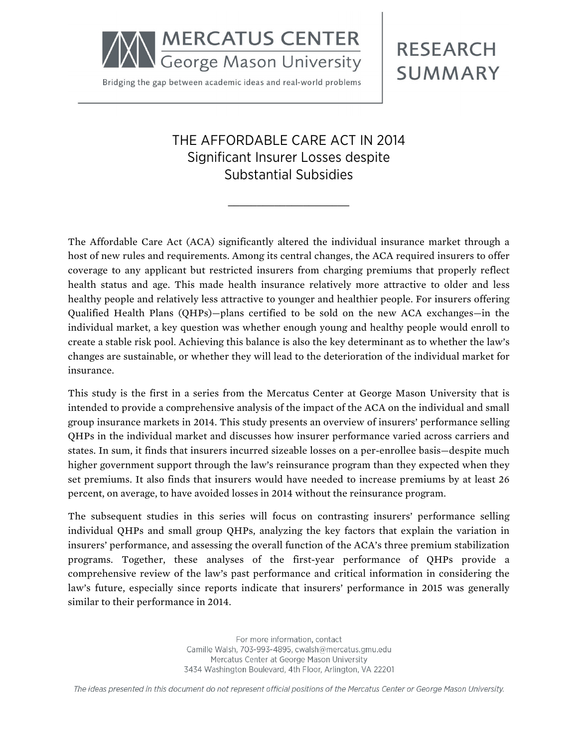MERCATUS CENTER
George Mason University

Bridging the gap between academic ideas and real-world problems

RESEARCH SUMMARY

# THE AFFORDABLE CARE ACT IN 2014
## Significant Insurer Losses despite Substantial Subsidies

The Affordable Care Act (ACA) significantly altered the individual insurance market through a host of new rules and requirements. Among its central changes, the ACA required insurers to offer coverage to any applicant but restricted insurers from charging premiums that properly reflect health status and age. This made health insurance relatively more attractive to older and less healthy people and relatively less attractive to younger and healthier people. For insurers offering Qualified Health Plans (QHPs)—plans certified to be sold on the new ACA exchanges—in the individual market, a key question was whether enough young and healthy people would enroll to create a stable risk pool. Achieving this balance is also the key determinant as to whether the law's changes are sustainable, or whether they will lead to the deterioration of the individual market for insurance.

This study is the first in a series from the Mercatus Center at George Mason University that is intended to provide a comprehensive analysis of the impact of the ACA on the individual and small group insurance markets in 2014. This study presents an overview of insurers' performance selling QHPs in the individual market and discusses how insurer performance varied across carriers and states. In sum, it finds that insurers incurred sizeable losses on a per-enrollee basis—despite much higher government support through the law's reinsurance program than they expected when they set premiums. It also finds that insurers would have needed to increase premiums by at least 26 percent, on average, to have avoided losses in 2014 without the reinsurance program.

The subsequent studies in this series will focus on contrasting insurers' performance selling individual QHPs and small group QHPs, analyzing the key factors that explain the variation in insurers' performance, and assessing the overall function of the ACA's three premium stabilization programs. Together, these analyses of the first-year performance of QHPs provide a comprehensive review of the law's past performance and critical information in considering the law's future, especially since reports indicate that insurers' performance in 2015 was generally similar to their performance in 2014.

For more information, contact
Camille Walsh, 703-993-4895, cwalsh@mercatus.gmu.edu
Mercatus Center at George Mason University
3434 Washington Boulevard, 4th Floor, Arlington, VA 22201

*The ideas presented in this document do not represent official positions of the Mercatus Center or George Mason University.*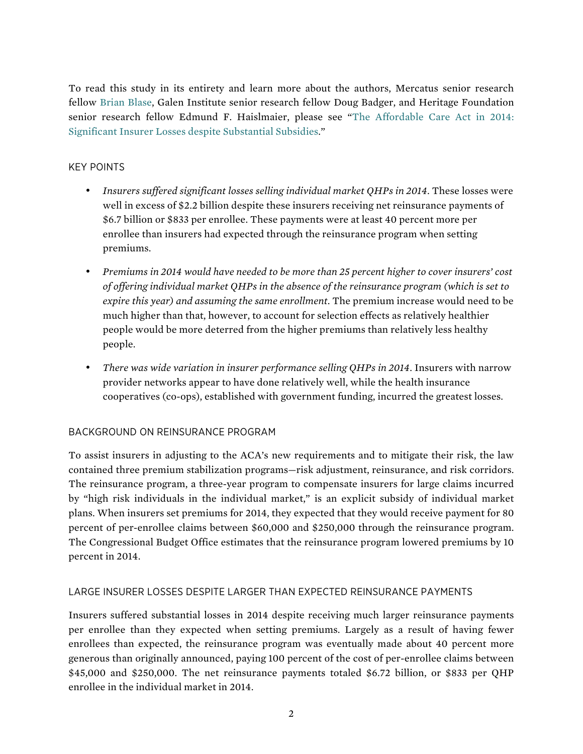To read this study in its entirety and learn more about the authors, Mercatus senior research fellow Brian Blase, Galen Institute senior research fellow Doug Badger, and Heritage Foundation senior research fellow Edmund F. Haislmaier, please see "The Affordable Care Act in 2014: Significant Insurer Losses despite Substantial Subsidies."

## KEY POINTS

- *Insurers suffered significant losses selling individual market QHPs in 2014*. These losses were well in excess of $2.2 billion despite these insurers receiving net reinsurance payments of $6.7 billion or $833 per enrollee. These payments were at least 40 percent more per enrollee than insurers had expected through the reinsurance program when setting premiums.
- *Premiums in 2014 would have needed to be more than 25 percent higher to cover insurers' cost of offering individual market QHPs in the absence of the reinsurance program (which is set to expire this year) and assuming the same enrollment*. The premium increase would need to be much higher than that, however, to account for selection effects as relatively healthier people would be more deterred from the higher premiums than relatively less healthy people.
- *There was wide variation in insurer performance selling QHPs in 2014*. Insurers with narrow provider networks appear to have done relatively well, while the health insurance cooperatives (co-ops), established with government funding, incurred the greatest losses.

## BACKGROUND ON REINSURANCE PROGRAM

To assist insurers in adjusting to the ACA's new requirements and to mitigate their risk, the law contained three premium stabilization programs—risk adjustment, reinsurance, and risk corridors. The reinsurance program, a three-year program to compensate insurers for large claims incurred by "high risk individuals in the individual market," is an explicit subsidy of individual market plans. When insurers set premiums for 2014, they expected that they would receive payment for 80 percent of per-enrollee claims between $60,000 and $250,000 through the reinsurance program. The Congressional Budget Office estimates that the reinsurance program lowered premiums by 10 percent in 2014.

## LARGE INSURER LOSSES DESPITE LARGER THAN EXPECTED REINSURANCE PAYMENTS

Insurers suffered substantial losses in 2014 despite receiving much larger reinsurance payments per enrollee than they expected when setting premiums. Largely as a result of having fewer enrollees than expected, the reinsurance program was eventually made about 40 percent more generous than originally announced, paying 100 percent of the cost of per-enrollee claims between $45,000 and $250,000. The net reinsurance payments totaled $6.72 billion, or $833 per QHP enrollee in the individual market in 2014.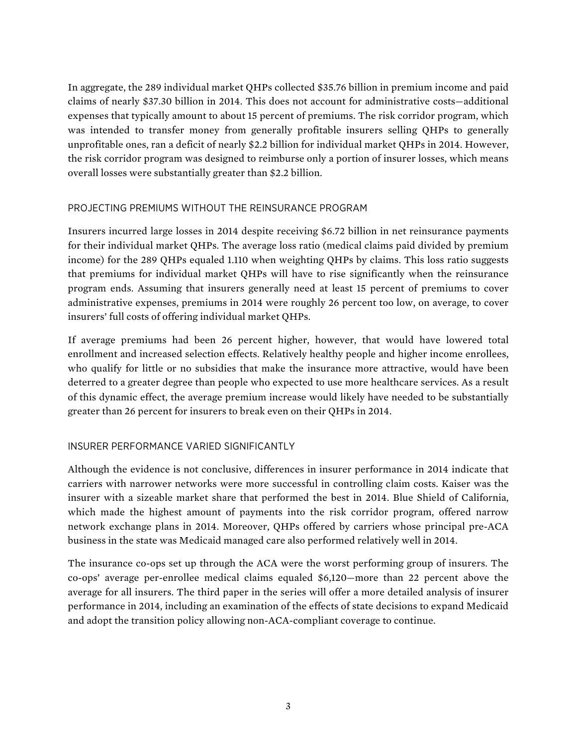In aggregate, the 289 individual market QHPs collected $35.76 billion in premium income and paid claims of nearly $37.30 billion in 2014. This does not account for administrative costs—additional expenses that typically amount to about 15 percent of premiums. The risk corridor program, which was intended to transfer money from generally profitable insurers selling QHPs to generally unprofitable ones, ran a deficit of nearly $2.2 billion for individual market QHPs in 2014. However, the risk corridor program was designed to reimburse only a portion of insurer losses, which means overall losses were substantially greater than $2.2 billion.

## PROJECTING PREMIUMS WITHOUT THE REINSURANCE PROGRAM

Insurers incurred large losses in 2014 despite receiving $6.72 billion in net reinsurance payments for their individual market QHPs. The average loss ratio (medical claims paid divided by premium income) for the 289 QHPs equaled 1.110 when weighting QHPs by claims. This loss ratio suggests that premiums for individual market QHPs will have to rise significantly when the reinsurance program ends. Assuming that insurers generally need at least 15 percent of premiums to cover administrative expenses, premiums in 2014 were roughly 26 percent too low, on average, to cover insurers' full costs of offering individual market QHPs.

If average premiums had been 26 percent higher, however, that would have lowered total enrollment and increased selection effects. Relatively healthy people and higher income enrollees, who qualify for little or no subsidies that make the insurance more attractive, would have been deterred to a greater degree than people who expected to use more healthcare services. As a result of this dynamic effect, the average premium increase would likely have needed to be substantially greater than 26 percent for insurers to break even on their QHPs in 2014.

## INSURER PERFORMANCE VARIED SIGNIFICANTLY

Although the evidence is not conclusive, differences in insurer performance in 2014 indicate that carriers with narrower networks were more successful in controlling claim costs. Kaiser was the insurer with a sizeable market share that performed the best in 2014. Blue Shield of California, which made the highest amount of payments into the risk corridor program, offered narrow network exchange plans in 2014. Moreover, QHPs offered by carriers whose principal pre-ACA business in the state was Medicaid managed care also performed relatively well in 2014.

The insurance co-ops set up through the ACA were the worst performing group of insurers. The co-ops' average per-enrollee medical claims equaled $6,120—more than 22 percent above the average for all insurers. The third paper in the series will offer a more detailed analysis of insurer performance in 2014, including an examination of the effects of state decisions to expand Medicaid and adopt the transition policy allowing non-ACA-compliant coverage to continue.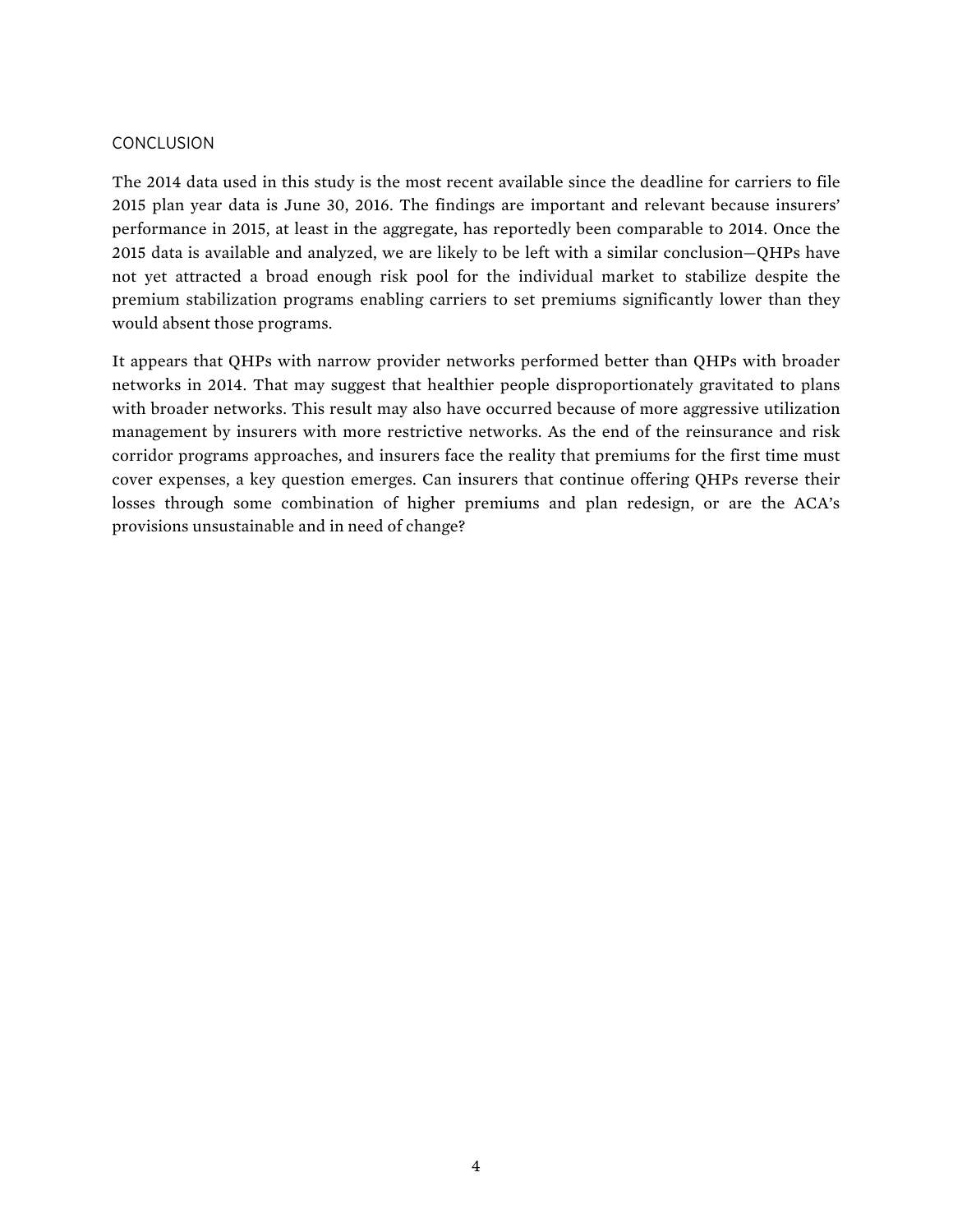## CONCLUSION

The 2014 data used in this study is the most recent available since the deadline for carriers to file 2015 plan year data is June 30, 2016. The findings are important and relevant because insurers' performance in 2015, at least in the aggregate, has reportedly been comparable to 2014. Once the 2015 data is available and analyzed, we are likely to be left with a similar conclusion—QHPs have not yet attracted a broad enough risk pool for the individual market to stabilize despite the premium stabilization programs enabling carriers to set premiums significantly lower than they would absent those programs.

It appears that QHPs with narrow provider networks performed better than QHPs with broader networks in 2014. That may suggest that healthier people disproportionately gravitated to plans with broader networks. This result may also have occurred because of more aggressive utilization management by insurers with more restrictive networks. As the end of the reinsurance and risk corridor programs approaches, and insurers face the reality that premiums for the first time must cover expenses, a key question emerges. Can insurers that continue offering QHPs reverse their losses through some combination of higher premiums and plan redesign, or are the ACA's provisions unsustainable and in need of change?